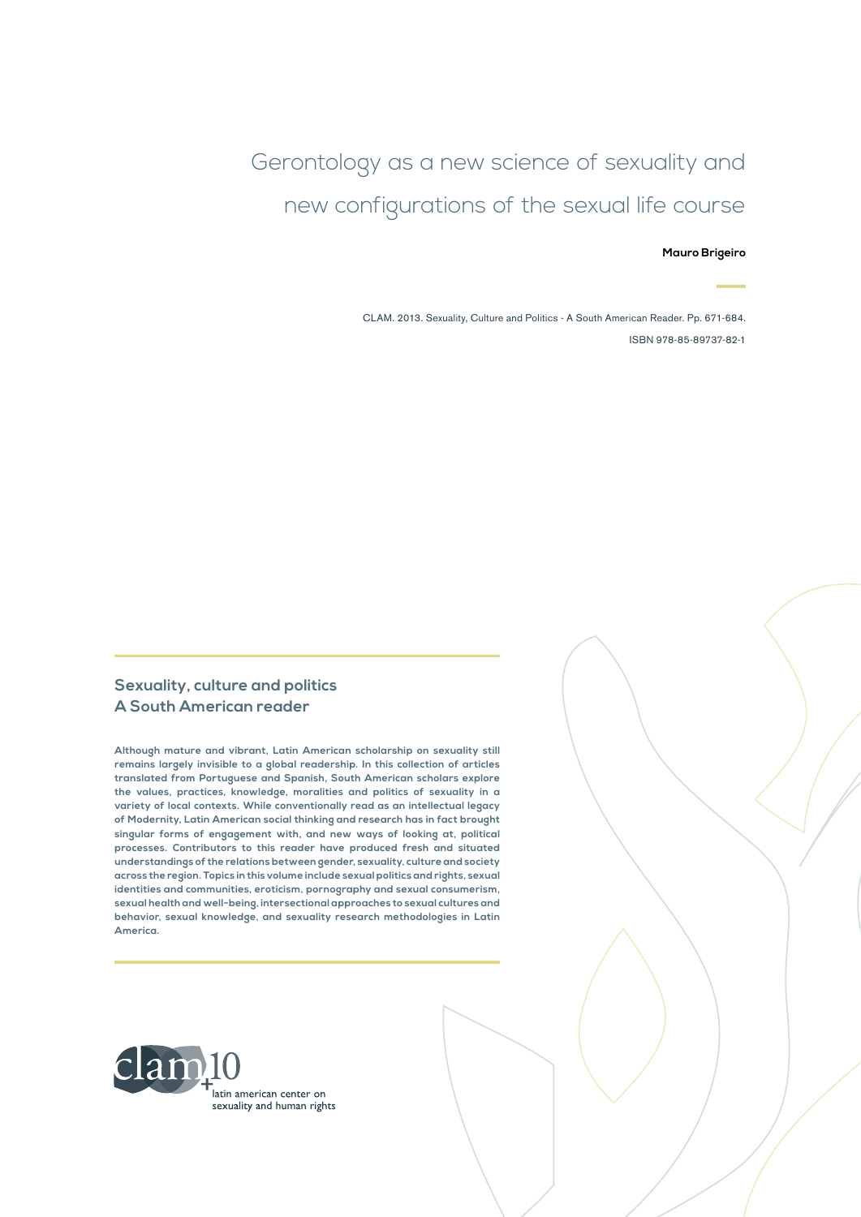# Gerontology as a new science of sexuality and new configurations of the sexual life course

**Mauro Brigeiro**

CLAM. 2013. Sexuality, Culture and Politics - A South American Reader. Pp. 671-684.

ISBN 978-85-89737-82-1

## Sexuality, culture and politics
## A South American reader

**Although mature and vibrant, Latin American scholarship on sexuality still remains largely invisible to a global readership. In this collection of articles translated from Portuguese and Spanish, South American scholars explore the values, practices, knowledge, moralities and politics of sexuality in a variety of local contexts. While conventionally read as an intellectual legacy of Modernity, Latin American social thinking and research has in fact brought singular forms of engagement with, and new ways of looking at, political processes. Contributors to this reader have produced fresh and situated understandings of the relations between gender, sexuality, culture and society across the region. Topics in this volume include sexual politics and rights, sexual identities and communities, eroticism, pornography and sexual consumerism, sexual health and well-being, intersectional approaches to sexual cultures and behavior, sexual knowledge, and sexuality research methodologies in Latin America.**

clam +10

latin american center on sexuality and human rights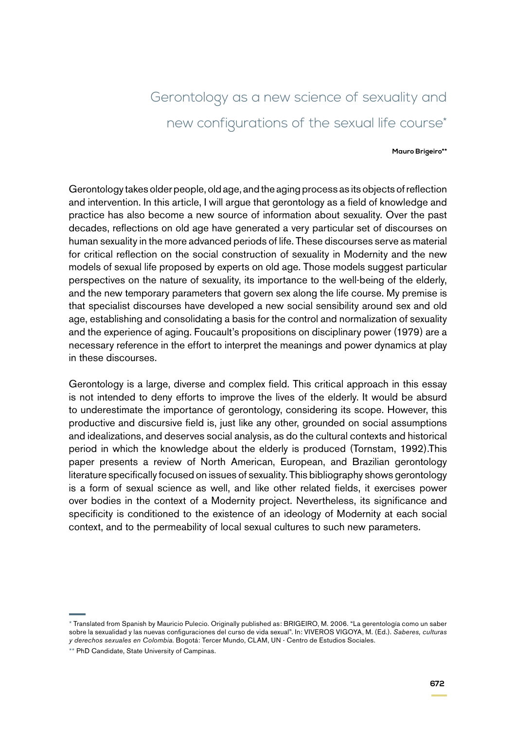# Gerontology as a new science of sexuality and new configurations of the sexual life course*

**Mauro Brigeiro****

Gerontology takes older people, old age, and the aging process as its objects of reflection and intervention. In this article, I will argue that gerontology as a field of knowledge and practice has also become a new source of information about sexuality. Over the past decades, reflections on old age have generated a very particular set of discourses on human sexuality in the more advanced periods of life. These discourses serve as material for critical reflection on the social construction of sexuality in Modernity and the new models of sexual life proposed by experts on old age. Those models suggest particular perspectives on the nature of sexuality, its importance to the well-being of the elderly, and the new temporary parameters that govern sex along the life course. My premise is that specialist discourses have developed a new social sensibility around sex and old age, establishing and consolidating a basis for the control and normalization of sexuality and the experience of aging. Foucault's propositions on disciplinary power (1979) are a necessary reference in the effort to interpret the meanings and power dynamics at play in these discourses.

Gerontology is a large, diverse and complex field. This critical approach in this essay is not intended to deny efforts to improve the lives of the elderly. It would be absurd to underestimate the importance of gerontology, considering its scope. However, this productive and discursive field is, just like any other, grounded on social assumptions and idealizations, and deserves social analysis, as do the cultural contexts and historical period in which the knowledge about the elderly is produced (Tornstam, 1992).This paper presents a review of North American, European, and Brazilian gerontology literature specifically focused on issues of sexuality. This bibliography shows gerontology is a form of sexual science as well, and like other related fields, it exercises power over bodies in the context of a Modernity project. Nevertheless, its significance and specificity is conditioned to the existence of an ideology of Modernity at each social context, and to the permeability of local sexual cultures to such new parameters.

---

\* Translated from Spanish by Mauricio Pulecio. Originally published as: BRIGEIRO, M. 2006. "La gerentología como un saber sobre la sexualidad y las nuevas configuraciones del curso de vida sexual". In: VIVEROS VIGOYA, M. (Ed.). *Saberes, culturas y derechos sexuales en Colombia*. Bogotá: Tercer Mundo, CLAM, UN - Centro de Estudios Sociales.

\** PhD Candidate, State University of Campinas.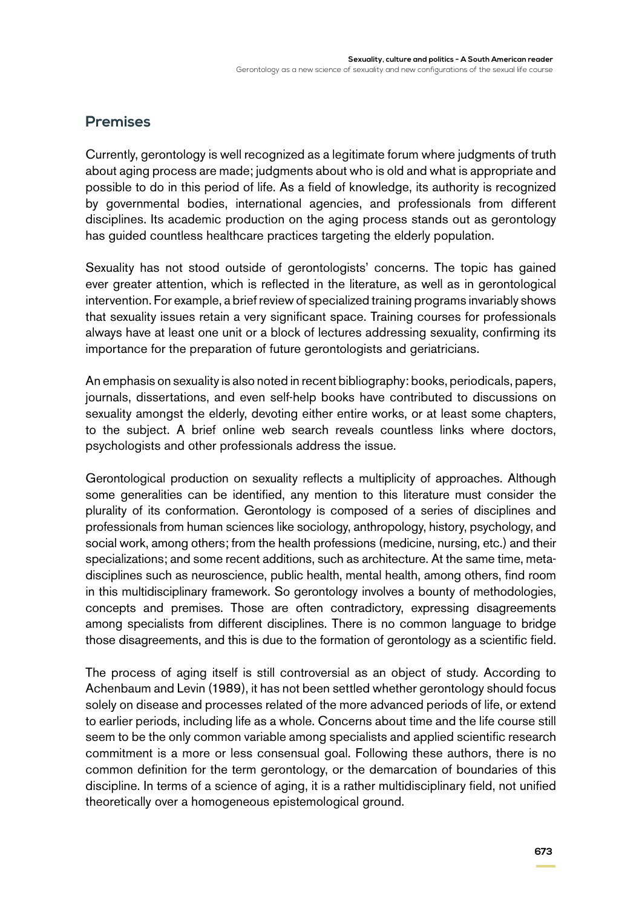## Premises

Currently, gerontology is well recognized as a legitimate forum where judgments of truth about aging process are made; judgments about who is old and what is appropriate and possible to do in this period of life. As a field of knowledge, its authority is recognized by governmental bodies, international agencies, and professionals from different disciplines. Its academic production on the aging process stands out as gerontology has guided countless healthcare practices targeting the elderly population.

Sexuality has not stood outside of gerontologists' concerns. The topic has gained ever greater attention, which is reflected in the literature, as well as in gerontological intervention. For example, a brief review of specialized training programs invariably shows that sexuality issues retain a very significant space. Training courses for professionals always have at least one unit or a block of lectures addressing sexuality, confirming its importance for the preparation of future gerontologists and geriatricians.

An emphasis on sexuality is also noted in recent bibliography: books, periodicals, papers, journals, dissertations, and even self-help books have contributed to discussions on sexuality amongst the elderly, devoting either entire works, or at least some chapters, to the subject. A brief online web search reveals countless links where doctors, psychologists and other professionals address the issue.

Gerontological production on sexuality reflects a multiplicity of approaches. Although some generalities can be identified, any mention to this literature must consider the plurality of its conformation. Gerontology is composed of a series of disciplines and professionals from human sciences like sociology, anthropology, history, psychology, and social work, among others; from the health professions (medicine, nursing, etc.) and their specializations; and some recent additions, such as architecture. At the same time, meta-disciplines such as neuroscience, public health, mental health, among others, find room in this multidisciplinary framework. So gerontology involves a bounty of methodologies, concepts and premises. Those are often contradictory, expressing disagreements among specialists from different disciplines. There is no common language to bridge those disagreements, and this is due to the formation of gerontology as a scientific field.

The process of aging itself is still controversial as an object of study. According to Achenbaum and Levin (1989), it has not been settled whether gerontology should focus solely on disease and processes related of the more advanced periods of life, or extend to earlier periods, including life as a whole. Concerns about time and the life course still seem to be the only common variable among specialists and applied scientific research commitment is a more or less consensual goal. Following these authors, there is no common definition for the term gerontology, or the demarcation of boundaries of this discipline. In terms of a science of aging, it is a rather multidisciplinary field, not unified theoretically over a homogeneous epistemological ground.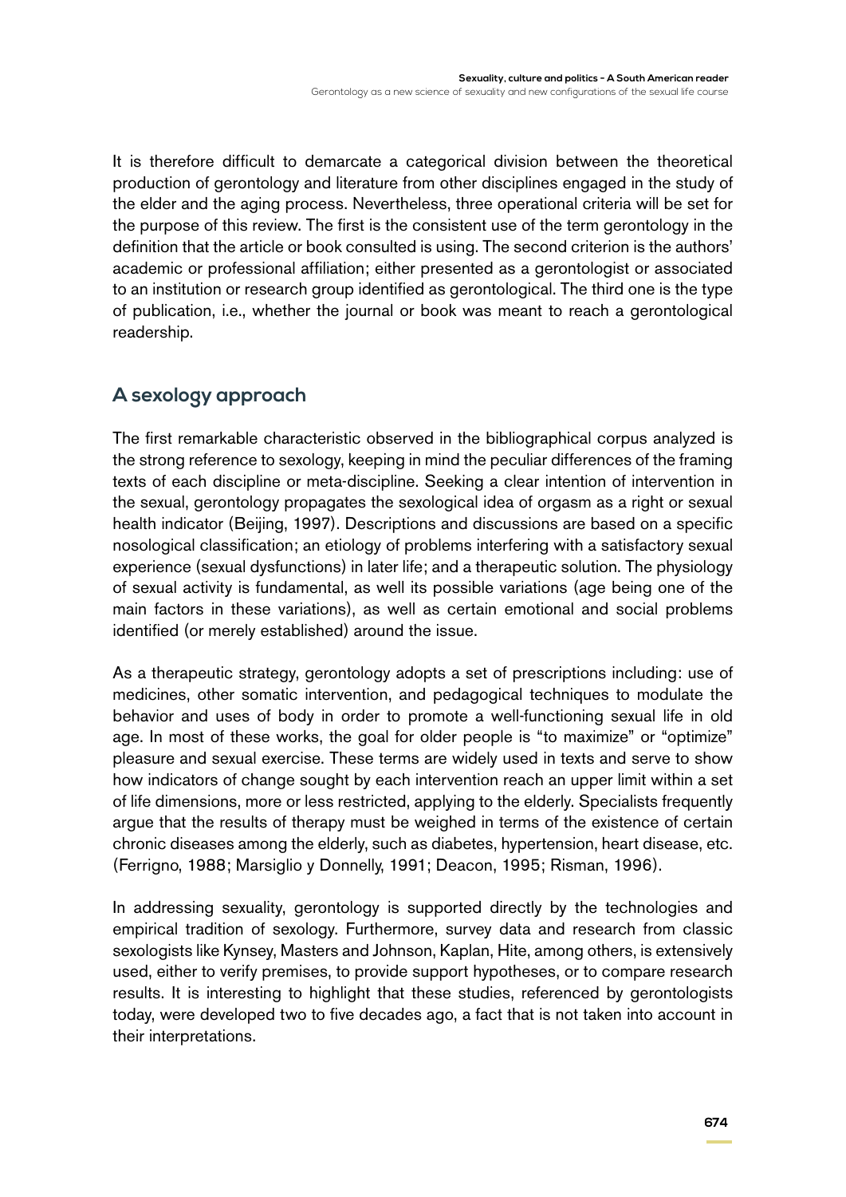It is therefore difficult to demarcate a categorical division between the theoretical production of gerontology and literature from other disciplines engaged in the study of the elder and the aging process. Nevertheless, three operational criteria will be set for the purpose of this review. The first is the consistent use of the term gerontology in the definition that the article or book consulted is using. The second criterion is the authors' academic or professional affiliation; either presented as a gerontologist or associated to an institution or research group identified as gerontological. The third one is the type of publication, i.e., whether the journal or book was meant to reach a gerontological readership.

## A sexology approach

The first remarkable characteristic observed in the bibliographical corpus analyzed is the strong reference to sexology, keeping in mind the peculiar differences of the framing texts of each discipline or meta-discipline. Seeking a clear intention of intervention in the sexual, gerontology propagates the sexological idea of orgasm as a right or sexual health indicator (Beijing, 1997). Descriptions and discussions are based on a specific nosological classification; an etiology of problems interfering with a satisfactory sexual experience (sexual dysfunctions) in later life; and a therapeutic solution. The physiology of sexual activity is fundamental, as well its possible variations (age being one of the main factors in these variations), as well as certain emotional and social problems identified (or merely established) around the issue.

As a therapeutic strategy, gerontology adopts a set of prescriptions including: use of medicines, other somatic intervention, and pedagogical techniques to modulate the behavior and uses of body in order to promote a well-functioning sexual life in old age. In most of these works, the goal for older people is "to maximize" or "optimize" pleasure and sexual exercise. These terms are widely used in texts and serve to show how indicators of change sought by each intervention reach an upper limit within a set of life dimensions, more or less restricted, applying to the elderly. Specialists frequently argue that the results of therapy must be weighed in terms of the existence of certain chronic diseases among the elderly, such as diabetes, hypertension, heart disease, etc. (Ferrigno, 1988; Marsiglio y Donnelly, 1991; Deacon, 1995; Risman, 1996).

In addressing sexuality, gerontology is supported directly by the technologies and empirical tradition of sexology. Furthermore, survey data and research from classic sexologists like Kynsey, Masters and Johnson, Kaplan, Hite, among others, is extensively used, either to verify premises, to provide support hypotheses, or to compare research results. It is interesting to highlight that these studies, referenced by gerontologists today, were developed two to five decades ago, a fact that is not taken into account in their interpretations.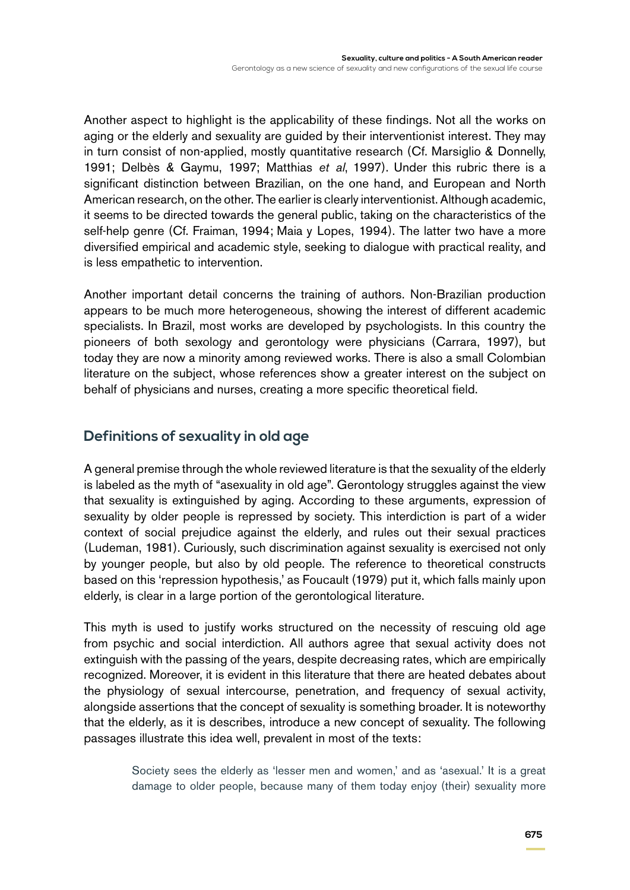Another aspect to highlight is the applicability of these findings. Not all the works on aging or the elderly and sexuality are guided by their interventionist interest. They may in turn consist of non-applied, mostly quantitative research (Cf. Marsiglio & Donnelly, 1991; Delbès & Gaymu, 1997; Matthias *et al*, 1997). Under this rubric there is a significant distinction between Brazilian, on the one hand, and European and North American research, on the other. The earlier is clearly interventionist. Although academic, it seems to be directed towards the general public, taking on the characteristics of the self-help genre (Cf. Fraiman, 1994; Maia y Lopes, 1994). The latter two have a more diversified empirical and academic style, seeking to dialogue with practical reality, and is less empathetic to intervention.

Another important detail concerns the training of authors. Non-Brazilian production appears to be much more heterogeneous, showing the interest of different academic specialists. In Brazil, most works are developed by psychologists. In this country the pioneers of both sexology and gerontology were physicians (Carrara, 1997), but today they are now a minority among reviewed works. There is also a small Colombian literature on the subject, whose references show a greater interest on the subject on behalf of physicians and nurses, creating a more specific theoretical field.

## Definitions of sexuality in old age

A general premise through the whole reviewed literature is that the sexuality of the elderly is labeled as the myth of "asexuality in old age". Gerontology struggles against the view that sexuality is extinguished by aging. According to these arguments, expression of sexuality by older people is repressed by society. This interdiction is part of a wider context of social prejudice against the elderly, and rules out their sexual practices (Ludeman, 1981). Curiously, such discrimination against sexuality is exercised not only by younger people, but also by old people. The reference to theoretical constructs based on this 'repression hypothesis,' as Foucault (1979) put it, which falls mainly upon elderly, is clear in a large portion of the gerontological literature.

This myth is used to justify works structured on the necessity of rescuing old age from psychic and social interdiction. All authors agree that sexual activity does not extinguish with the passing of the years, despite decreasing rates, which are empirically recognized. Moreover, it is evident in this literature that there are heated debates about the physiology of sexual intercourse, penetration, and frequency of sexual activity, alongside assertions that the concept of sexuality is something broader. It is noteworthy that the elderly, as it is describes, introduce a new concept of sexuality. The following passages illustrate this idea well, prevalent in most of the texts:

> Society sees the elderly as 'lesser men and women,' and as 'asexual.' It is a great damage to older people, because many of them today enjoy (their) sexuality more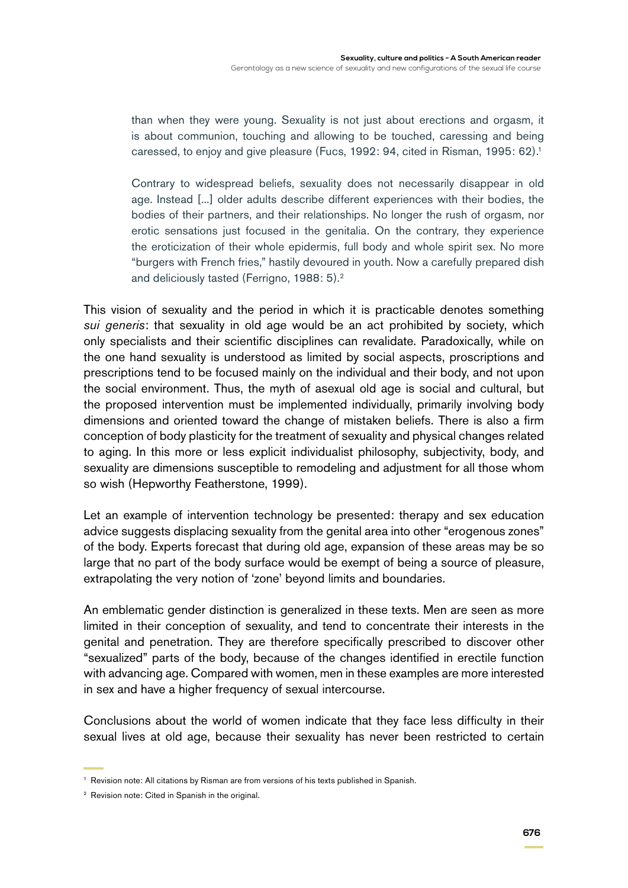> than when they were young. Sexuality is not just about erections and orgasm, it is about communion, touching and allowing to be touched, caressing and being caressed, to enjoy and give pleasure (Fucs, 1992: 94, cited in Risman, 1995: 62).[1]

> Contrary to widespread beliefs, sexuality does not necessarily disappear in old age. Instead [...] older adults describe different experiences with their bodies, the bodies of their partners, and their relationships. No longer the rush of orgasm, nor erotic sensations just focused in the genitalia. On the contrary, they experience the eroticization of their whole epidermis, full body and whole spirit sex. No more "burgers with French fries," hastily devoured in youth. Now a carefully prepared dish and deliciously tasted (Ferrigno, 1988: 5).[2]

This vision of sexuality and the period in which it is practicable denotes something *sui generis*: that sexuality in old age would be an act prohibited by society, which only specialists and their scientific disciplines can revalidate. Paradoxically, while on the one hand sexuality is understood as limited by social aspects, proscriptions and prescriptions tend to be focused mainly on the individual and their body, and not upon the social environment. Thus, the myth of asexual old age is social and cultural, but the proposed intervention must be implemented individually, primarily involving body dimensions and oriented toward the change of mistaken beliefs. There is also a firm conception of body plasticity for the treatment of sexuality and physical changes related to aging. In this more or less explicit individualist philosophy, subjectivity, body, and sexuality are dimensions susceptible to remodeling and adjustment for all those whom so wish (Hepworthy Featherstone, 1999).

Let an example of intervention technology be presented: therapy and sex education advice suggests displacing sexuality from the genital area into other "erogenous zones" of the body. Experts forecast that during old age, expansion of these areas may be so large that no part of the body surface would be exempt of being a source of pleasure, extrapolating the very notion of 'zone' beyond limits and boundaries.

An emblematic gender distinction is generalized in these texts. Men are seen as more limited in their conception of sexuality, and tend to concentrate their interests in the genital and penetration. They are therefore specifically prescribed to discover other "sexualized" parts of the body, because of the changes identified in erectile function with advancing age. Compared with women, men in these examples are more interested in sex and have a higher frequency of sexual intercourse.

Conclusions about the world of women indicate that they face less difficulty in their sexual lives at old age, because their sexuality has never been restricted to certain

---

[1] Revision note: All citations by Risman are from versions of his texts published in Spanish.

[2] Revision note: Cited in Spanish in the original.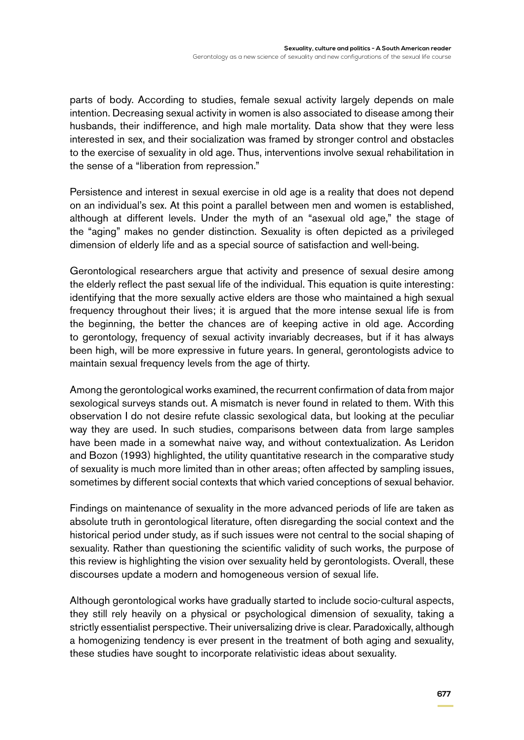parts of body. According to studies, female sexual activity largely depends on male intention. Decreasing sexual activity in women is also associated to disease among their husbands, their indifference, and high male mortality. Data show that they were less interested in sex, and their socialization was framed by stronger control and obstacles to the exercise of sexuality in old age. Thus, interventions involve sexual rehabilitation in the sense of a "liberation from repression."

Persistence and interest in sexual exercise in old age is a reality that does not depend on an individual's sex. At this point a parallel between men and women is established, although at different levels. Under the myth of an "asexual old age," the stage of the "aging" makes no gender distinction. Sexuality is often depicted as a privileged dimension of elderly life and as a special source of satisfaction and well-being.

Gerontological researchers argue that activity and presence of sexual desire among the elderly reflect the past sexual life of the individual. This equation is quite interesting: identifying that the more sexually active elders are those who maintained a high sexual frequency throughout their lives; it is argued that the more intense sexual life is from the beginning, the better the chances are of keeping active in old age. According to gerontology, frequency of sexual activity invariably decreases, but if it has always been high, will be more expressive in future years. In general, gerontologists advice to maintain sexual frequency levels from the age of thirty.

Among the gerontological works examined, the recurrent confirmation of data from major sexological surveys stands out. A mismatch is never found in related to them. With this observation I do not desire refute classic sexological data, but looking at the peculiar way they are used. In such studies, comparisons between data from large samples have been made in a somewhat naive way, and without contextualization. As Leridon and Bozon (1993) highlighted, the utility quantitative research in the comparative study of sexuality is much more limited than in other areas; often affected by sampling issues, sometimes by different social contexts that which varied conceptions of sexual behavior.

Findings on maintenance of sexuality in the more advanced periods of life are taken as absolute truth in gerontological literature, often disregarding the social context and the historical period under study, as if such issues were not central to the social shaping of sexuality. Rather than questioning the scientific validity of such works, the purpose of this review is highlighting the vision over sexuality held by gerontologists. Overall, these discourses update a modern and homogeneous version of sexual life.

Although gerontological works have gradually started to include socio-cultural aspects, they still rely heavily on a physical or psychological dimension of sexuality, taking a strictly essentialist perspective. Their universalizing drive is clear. Paradoxically, although a homogenizing tendency is ever present in the treatment of both aging and sexuality, these studies have sought to incorporate relativistic ideas about sexuality.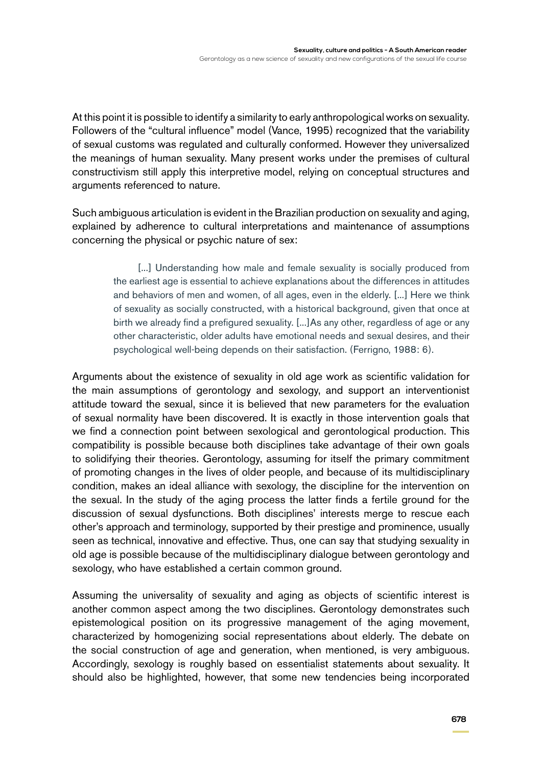At this point it is possible to identify a similarity to early anthropological works on sexuality. Followers of the "cultural influence" model (Vance, 1995) recognized that the variability of sexual customs was regulated and culturally conformed. However they universalized the meanings of human sexuality. Many present works under the premises of cultural constructivism still apply this interpretive model, relying on conceptual structures and arguments referenced to nature.

Such ambiguous articulation is evident in the Brazilian production on sexuality and aging, explained by adherence to cultural interpretations and maintenance of assumptions concerning the physical or psychic nature of sex:

> [...] Understanding how male and female sexuality is socially produced from the earliest age is essential to achieve explanations about the differences in attitudes and behaviors of men and women, of all ages, even in the elderly. [...] Here we think of sexuality as socially constructed, with a historical background, given that once at birth we already find a prefigured sexuality. [...]As any other, regardless of age or any other characteristic, older adults have emotional needs and sexual desires, and their psychological well-being depends on their satisfaction. (Ferrigno, 1988: 6).

Arguments about the existence of sexuality in old age work as scientific validation for the main assumptions of gerontology and sexology, and support an interventionist attitude toward the sexual, since it is believed that new parameters for the evaluation of sexual normality have been discovered. It is exactly in those intervention goals that we find a connection point between sexological and gerontological production. This compatibility is possible because both disciplines take advantage of their own goals to solidifying their theories. Gerontology, assuming for itself the primary commitment of promoting changes in the lives of older people, and because of its multidisciplinary condition, makes an ideal alliance with sexology, the discipline for the intervention on the sexual. In the study of the aging process the latter finds a fertile ground for the discussion of sexual dysfunctions. Both disciplines' interests merge to rescue each other's approach and terminology, supported by their prestige and prominence, usually seen as technical, innovative and effective. Thus, one can say that studying sexuality in old age is possible because of the multidisciplinary dialogue between gerontology and sexology, who have established a certain common ground.

Assuming the universality of sexuality and aging as objects of scientific interest is another common aspect among the two disciplines. Gerontology demonstrates such epistemological position on its progressive management of the aging movement, characterized by homogenizing social representations about elderly. The debate on the social construction of age and generation, when mentioned, is very ambiguous. Accordingly, sexology is roughly based on essentialist statements about sexuality. It should also be highlighted, however, that some new tendencies being incorporated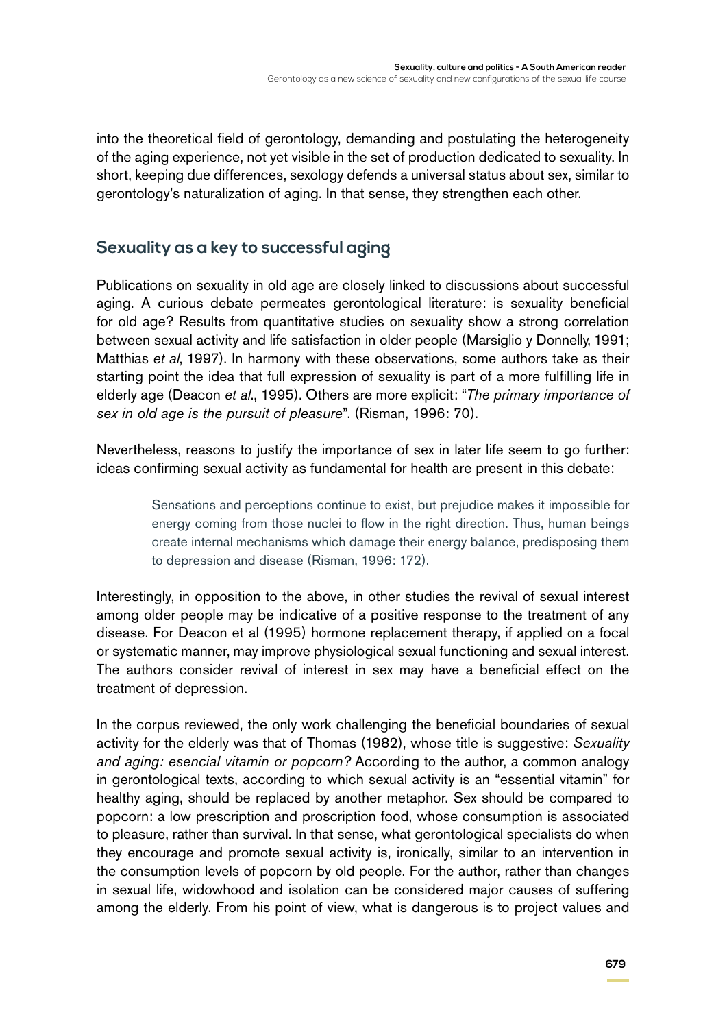into the theoretical field of gerontology, demanding and postulating the heterogeneity of the aging experience, not yet visible in the set of production dedicated to sexuality. In short, keeping due differences, sexology defends a universal status about sex, similar to gerontology's naturalization of aging. In that sense, they strengthen each other.

## Sexuality as a key to successful aging

Publications on sexuality in old age are closely linked to discussions about successful aging. A curious debate permeates gerontological literature: is sexuality beneficial for old age? Results from quantitative studies on sexuality show a strong correlation between sexual activity and life satisfaction in older people (Marsiglio y Donnelly, 1991; Matthias *et al*, 1997). In harmony with these observations, some authors take as their starting point the idea that full expression of sexuality is part of a more fulfilling life in elderly age (Deacon *et al*., 1995). Others are more explicit: "*The primary importance of sex in old age is the pursuit of pleasure*". (Risman, 1996: 70).

Nevertheless, reasons to justify the importance of sex in later life seem to go further: ideas confirming sexual activity as fundamental for health are present in this debate:

> Sensations and perceptions continue to exist, but prejudice makes it impossible for energy coming from those nuclei to flow in the right direction. Thus, human beings create internal mechanisms which damage their energy balance, predisposing them to depression and disease (Risman, 1996: 172).

Interestingly, in opposition to the above, in other studies the revival of sexual interest among older people may be indicative of a positive response to the treatment of any disease. For Deacon et al (1995) hormone replacement therapy, if applied on a focal or systematic manner, may improve physiological sexual functioning and sexual interest. The authors consider revival of interest in sex may have a beneficial effect on the treatment of depression.

In the corpus reviewed, the only work challenging the beneficial boundaries of sexual activity for the elderly was that of Thomas (1982), whose title is suggestive: *Sexuality and aging: esencial vitamin or popcorn?* According to the author, a common analogy in gerontological texts, according to which sexual activity is an "essential vitamin" for healthy aging, should be replaced by another metaphor. Sex should be compared to popcorn: a low prescription and proscription food, whose consumption is associated to pleasure, rather than survival. In that sense, what gerontological specialists do when they encourage and promote sexual activity is, ironically, similar to an intervention in the consumption levels of popcorn by old people. For the author, rather than changes in sexual life, widowhood and isolation can be considered major causes of suffering among the elderly. From his point of view, what is dangerous is to project values and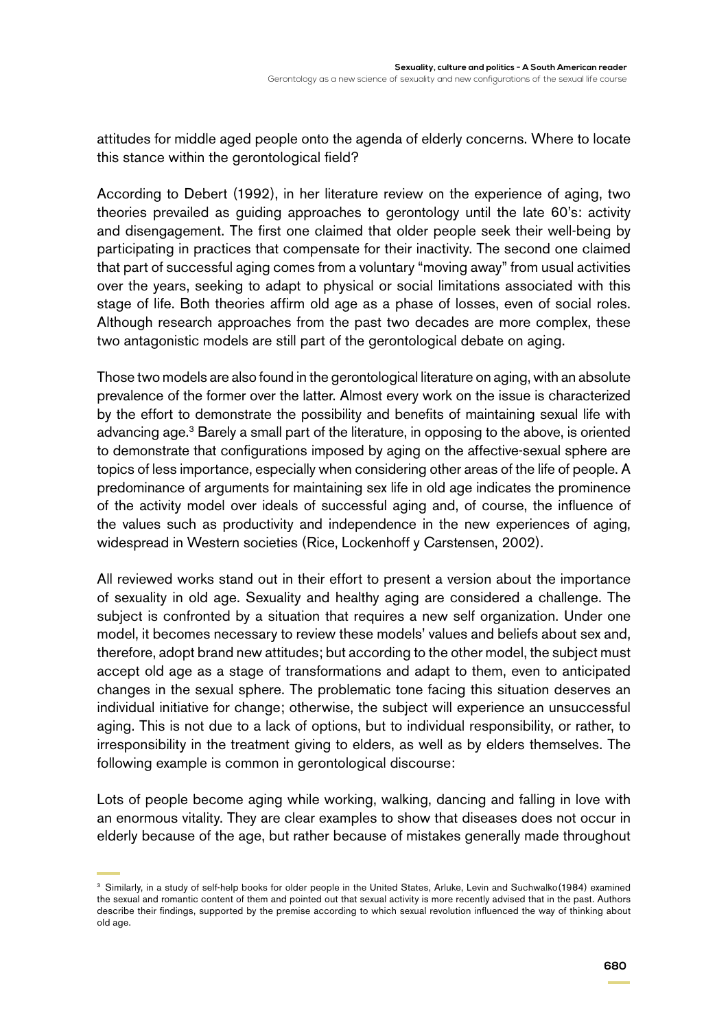attitudes for middle aged people onto the agenda of elderly concerns. Where to locate this stance within the gerontological field?

According to Debert (1992), in her literature review on the experience of aging, two theories prevailed as guiding approaches to gerontology until the late 60's: activity and disengagement. The first one claimed that older people seek their well-being by participating in practices that compensate for their inactivity. The second one claimed that part of successful aging comes from a voluntary "moving away" from usual activities over the years, seeking to adapt to physical or social limitations associated with this stage of life. Both theories affirm old age as a phase of losses, even of social roles. Although research approaches from the past two decades are more complex, these two antagonistic models are still part of the gerontological debate on aging.

Those two models are also found in the gerontological literature on aging, with an absolute prevalence of the former over the latter. Almost every work on the issue is characterized by the effort to demonstrate the possibility and benefits of maintaining sexual life with advancing age.[3] Barely a small part of the literature, in opposing to the above, is oriented to demonstrate that configurations imposed by aging on the affective-sexual sphere are topics of less importance, especially when considering other areas of the life of people. A predominance of arguments for maintaining sex life in old age indicates the prominence of the activity model over ideals of successful aging and, of course, the influence of the values such as productivity and independence in the new experiences of aging, widespread in Western societies (Rice, Lockenhoff y Carstensen, 2002).

All reviewed works stand out in their effort to present a version about the importance of sexuality in old age. Sexuality and healthy aging are considered a challenge. The subject is confronted by a situation that requires a new self organization. Under one model, it becomes necessary to review these models' values and beliefs about sex and, therefore, adopt brand new attitudes; but according to the other model, the subject must accept old age as a stage of transformations and adapt to them, even to anticipated changes in the sexual sphere. The problematic tone facing this situation deserves an individual initiative for change; otherwise, the subject will experience an unsuccessful aging. This is not due to a lack of options, but to individual responsibility, or rather, to irresponsibility in the treatment giving to elders, as well as by elders themselves. The following example is common in gerontological discourse:

Lots of people become aging while working, walking, dancing and falling in love with an enormous vitality. They are clear examples to show that diseases does not occur in elderly because of the age, but rather because of mistakes generally made throughout

[3] Similarly, in a study of self-help books for older people in the United States, Arluke, Levin and Suchwalko(1984) examined the sexual and romantic content of them and pointed out that sexual activity is more recently advised that in the past. Authors describe their findings, supported by the premise according to which sexual revolution influenced the way of thinking about old age.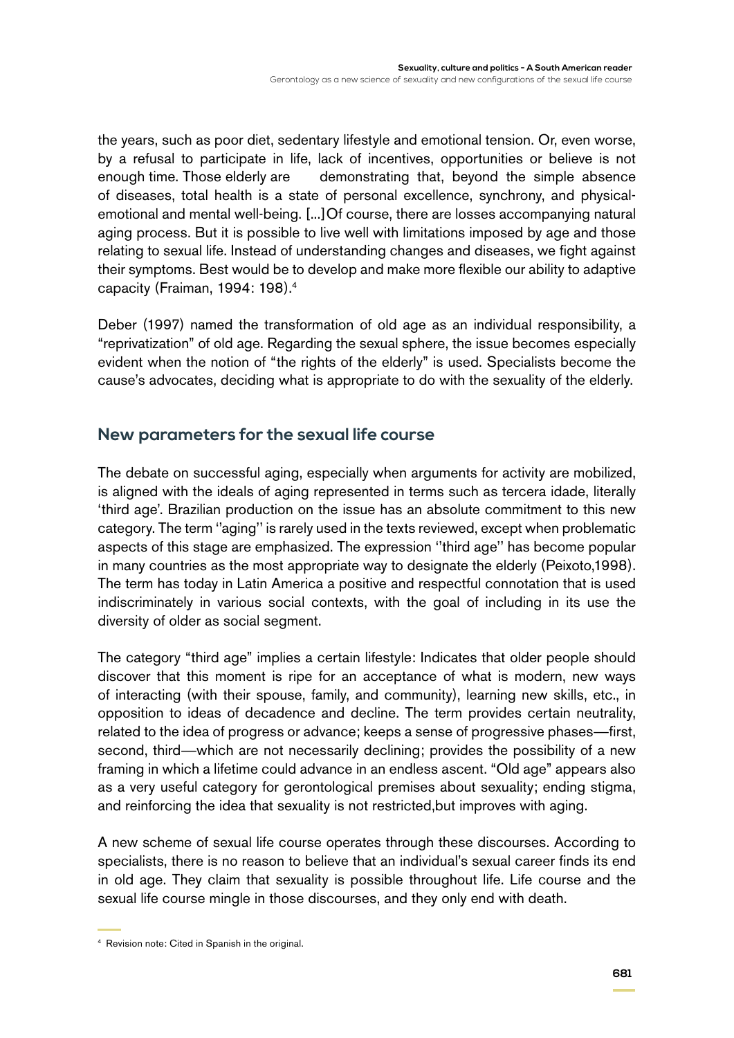the years, such as poor diet, sedentary lifestyle and emotional tension. Or, even worse, by a refusal to participate in life, lack of incentives, opportunities or believe is not enough time. Those elderly are demonstrating that, beyond the simple absence of diseases, total health is a state of personal excellence, synchrony, and physical-emotional and mental well-being. [...] Of course, there are losses accompanying natural aging process. But it is possible to live well with limitations imposed by age and those relating to sexual life. Instead of understanding changes and diseases, we fight against their symptoms. Best would be to develop and make more flexible our ability to adaptive capacity (Fraiman, 1994: 198).[4]

Deber (1997) named the transformation of old age as an individual responsibility, a "reprivatization" of old age. Regarding the sexual sphere, the issue becomes especially evident when the notion of "the rights of the elderly" is used. Specialists become the cause's advocates, deciding what is appropriate to do with the sexuality of the elderly.

## New parameters for the sexual life course

The debate on successful aging, especially when arguments for activity are mobilized, is aligned with the ideals of aging represented in terms such as tercera idade, literally 'third age'. Brazilian production on the issue has an absolute commitment to this new category. The term ''aging'' is rarely used in the texts reviewed, except when problematic aspects of this stage are emphasized. The expression ''third age'' has become popular in many countries as the most appropriate way to designate the elderly (Peixoto,1998). The term has today in Latin America a positive and respectful connotation that is used indiscriminately in various social contexts, with the goal of including in its use the diversity of older as social segment.

The category "third age" implies a certain lifestyle: Indicates that older people should discover that this moment is ripe for an acceptance of what is modern, new ways of interacting (with their spouse, family, and community), learning new skills, etc., in opposition to ideas of decadence and decline. The term provides certain neutrality, related to the idea of progress or advance; keeps a sense of progressive phases—first, second, third—which are not necessarily declining; provides the possibility of a new framing in which a lifetime could advance in an endless ascent. "Old age" appears also as a very useful category for gerontological premises about sexuality; ending stigma, and reinforcing the idea that sexuality is not restricted,but improves with aging.

A new scheme of sexual life course operates through these discourses. According to specialists, there is no reason to believe that an individual's sexual career finds its end in old age. They claim that sexuality is possible throughout life. Life course and the sexual life course mingle in those discourses, and they only end with death.

[4] Revision note: Cited in Spanish in the original.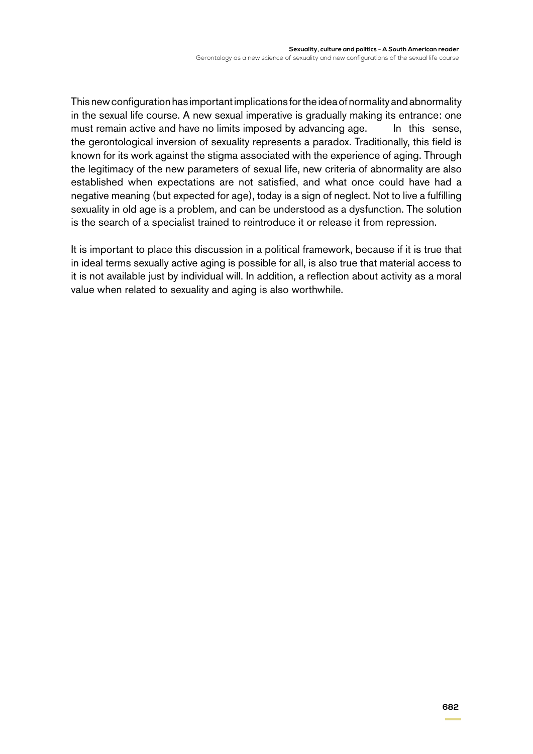This new configuration has important implications for the idea of normality and abnormality in the sexual life course. A new sexual imperative is gradually making its entrance: one must remain active and have no limits imposed by advancing age. In this sense, the gerontological inversion of sexuality represents a paradox. Traditionally, this field is known for its work against the stigma associated with the experience of aging. Through the legitimacy of the new parameters of sexual life, new criteria of abnormality are also established when expectations are not satisfied, and what once could have had a negative meaning (but expected for age), today is a sign of neglect. Not to live a fulfilling sexuality in old age is a problem, and can be understood as a dysfunction. The solution is the search of a specialist trained to reintroduce it or release it from repression.

It is important to place this discussion in a political framework, because if it is true that in ideal terms sexually active aging is possible for all, is also true that material access to it is not available just by individual will. In addition, a reflection about activity as a moral value when related to sexuality and aging is also worthwhile.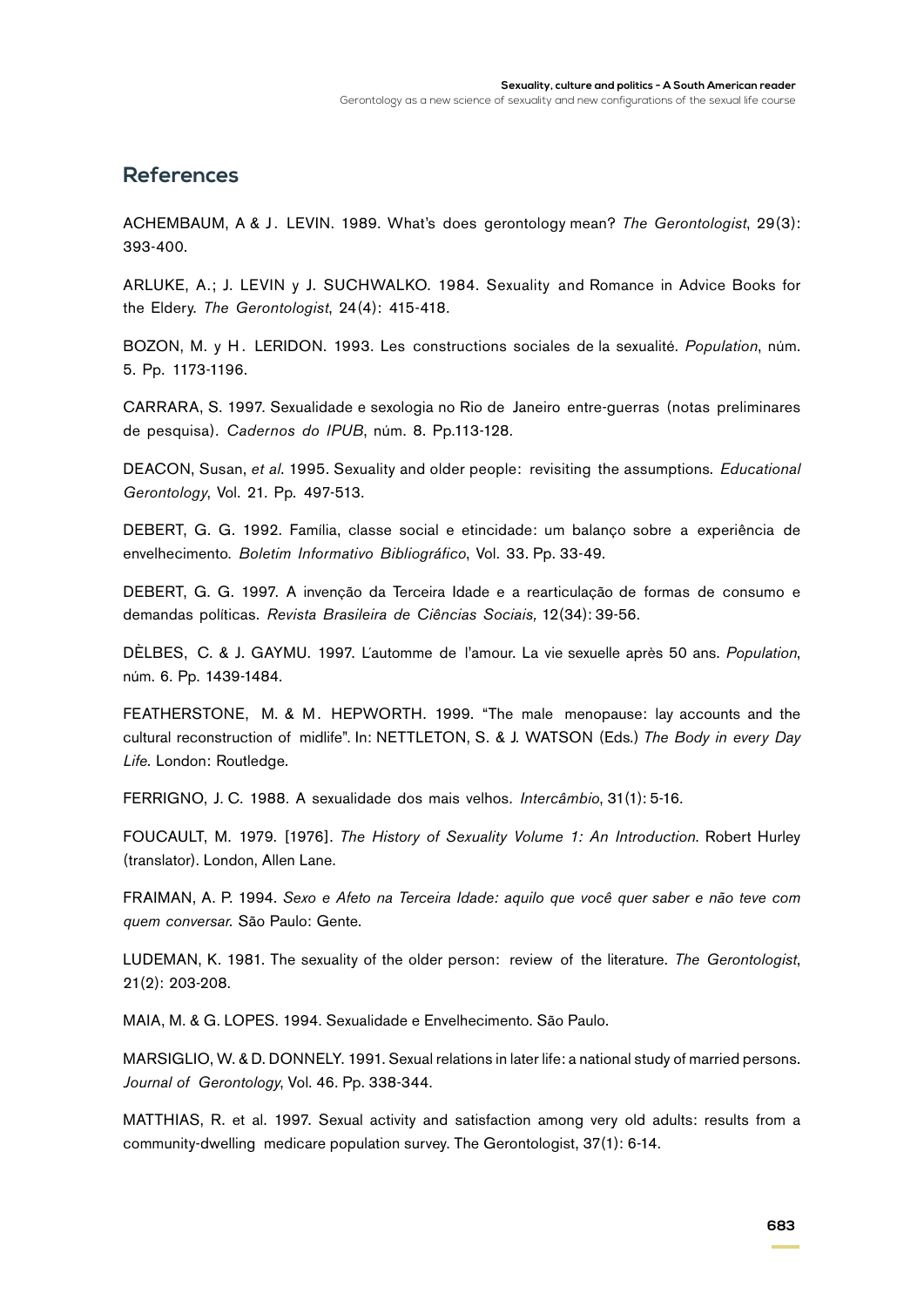## References

ACHEMBAUM, A & J. LEVIN. 1989. What's does gerontology mean? *The Gerontologist*, 29(3): 393-400.

ARLUKE, A.; J. LEVIN y J. SUCHWALKO. 1984. Sexuality and Romance in Advice Books for the Eldery. *The Gerontologist*, 24(4): 415-418.

BOZON, M. y H. LERIDON. 1993. Les constructions sociales de la sexualité. *Population*, núm. 5. Pp. 1173-1196.

CARRARA, S. 1997. Sexualidade e sexologia no Rio de Janeiro entre-guerras (notas preliminares de pesquisa). *Cadernos do IPUB*, núm. 8. Pp.113-128.

DEACON, Susan, *et al*. 1995. Sexuality and older people: revisiting the assumptions. *Educational Gerontology*, Vol. 21. Pp. 497-513.

DEBERT, G. G. 1992. Família, classe social e etincidade: um balanço sobre a experiência de envelhecimento. *Boletim Informativo Bibliográfico*, Vol. 33. Pp. 33-49.

DEBERT, G. G. 1997. A invenção da Terceira Idade e a rearticulação de formas de consumo e demandas políticas. *Revista Brasileira de Ciências Sociais*, 12(34): 39-56.

DÈLBES, C. & J. GAYMU. 1997. L'automme de l'amour. La vie sexuelle après 50 ans. *Population*, núm. 6. Pp. 1439-1484.

FEATHERSTONE, M. & M. HEPWORTH. 1999. "The male menopause: lay accounts and the cultural reconstruction of midlife". In: NETTLETON, S. & J. WATSON (Eds.) *The Body in every Day Life*. London: Routledge.

FERRIGNO, J. C. 1988. A sexualidade dos mais velhos. *Intercâmbio*, 31(1): 5-16.

FOUCAULT, M. 1979. [1976]. *The History of Sexuality Volume 1: An Introduction*. Robert Hurley (translator). London, Allen Lane.

FRAIMAN, A. P. 1994. *Sexo e Afeto na Terceira Idade: aquilo que você quer saber e não teve com quem conversar.* São Paulo: Gente.

LUDEMAN, K. 1981. The sexuality of the older person: review of the literature. *The Gerontologist*, 21(2): 203-208.

MAIA, M. & G. LOPES. 1994. Sexualidade e Envelhecimento. São Paulo.

MARSIGLIO, W. & D. DONNELY. 1991. Sexual relations in later life: a national study of married persons. *Journal of Gerontology*, Vol. 46. Pp. 338-344.

MATTHIAS, R. et al. 1997. Sexual activity and satisfaction among very old adults: results from a community-dwelling medicare population survey. The Gerontologist, 37(1): 6-14.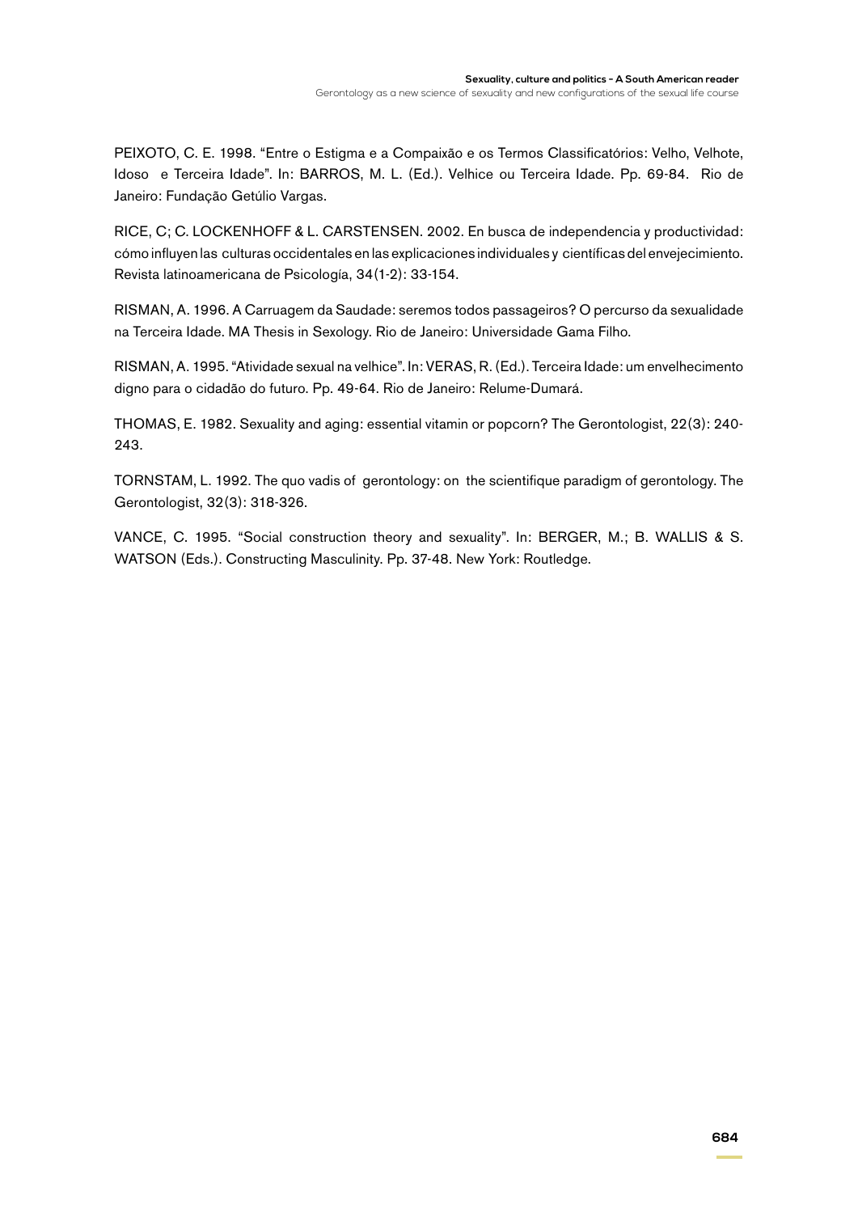PEIXOTO, C. E. 1998. “Entre o Estigma e a Compaixão e os Termos Classificatórios: Velho, Velhote, Idoso e Terceira Idade”. In: BARROS, M. L. (Ed.). Velhice ou Terceira Idade. Pp. 69-84. Rio de Janeiro: Fundação Getúlio Vargas.

RICE, C; C. LOCKENHOFF & L. CARSTENSEN. 2002. En busca de independencia y productividad: cómo influyen las culturas occidentales en las explicaciones individuales y científicas del envejecimiento. Revista latinoamericana de Psicología, 34(1-2): 33-154.

RISMAN, A. 1996. A Carruagem da Saudade: seremos todos passageiros? O percurso da sexualidade na Terceira Idade. MA Thesis in Sexology. Rio de Janeiro: Universidade Gama Filho.

RISMAN, A. 1995. “Atividade sexual na velhice”. In: VERAS, R. (Ed.). Terceira Idade: um envelhecimento digno para o cidadão do futuro. Pp. 49-64. Rio de Janeiro: Relume-Dumará.

THOMAS, E. 1982. Sexuality and aging: essential vitamin or popcorn? The Gerontologist, 22(3): 240-243.

TORNSTAM, L. 1992. The quo vadis of gerontology: on the scientifique paradigm of gerontology. The Gerontologist, 32(3): 318-326.

VANCE, C. 1995. “Social construction theory and sexuality”. In: BERGER, M.; B. WALLIS & S. WATSON (Eds.). Constructing Masculinity. Pp. 37-48. New York: Routledge.